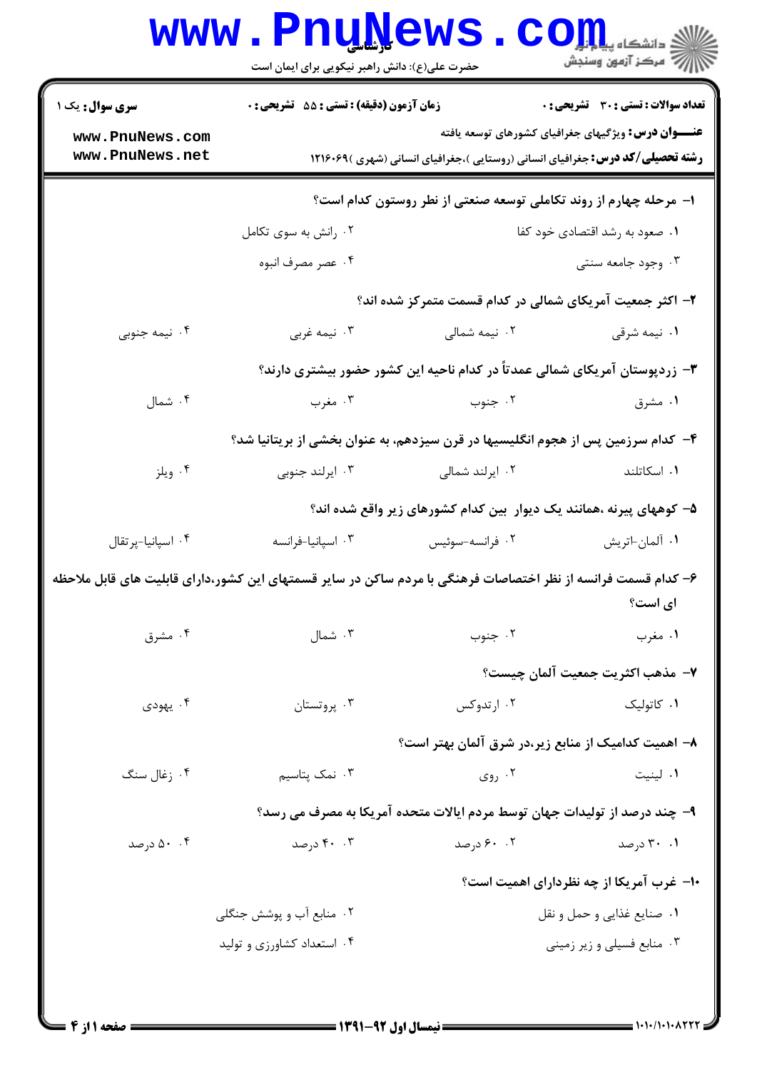**سری سوال:** یک ۱

**زمان آزمون (دقیقه) : تستی : ۵۵ تشریحی : ۰**

**تعداد سوالات : تستی : ۳۰ تشریحی : ۰**

**عنـــوان درس:** ویژگیهای جغرافیای کشورهای توسعه یافته

**رشته تحصیلی/کد درس:** جغرافیای انسانی (روستایی )،جغرافیای انسانی (شهری )۱۲۱۶۰۶۹

۱- مرحله چهارم از روند تکاملی توسعه صنعتی از نظر روستون کدام است؟

۱. صعود به رشد اقتصادی خود کفا

۲. رانش به سوی تکامل

۳. وجود جامعه سنتی

۴. عصر مصرف انبوه

۲- اکثر جمعیت آمریکای شمالی در کدام قسمت متمرکز شده اند؟

۱. نیمه شرقی

۲. نیمه شمالی

۳. نیمه غربی

۴. نیمه جنوبی

۳- زردپوستان آمریکای شمالی عمدتاً در کدام ناحیه این کشور حضور بیشتری دارند؟

۱. مشرق

۲. جنوب

۳. مغرب

۴. شمال

۴- کدام سرزمین پس از هجوم انگلیسیها در قرن سیزدهم، به عنوان بخشی از بریتانیا شد؟

۱. اسکاتلند

۲. ایرلند شمالی

۳. ایرلند جنوبی

۴. ویلز

۵- کوههای پیرنه ،همانند یک دیوار بین کدام کشورهای زیر واقع شده اند؟

۱. آلمان-اتریش

۲. فرانسه-سوئیس

۳. اسپانیا-فرانسه

۴. اسپانیا-پرتقال

۶- کدام قسمت فرانسه از نظر اختصاصات فرهنگی با مردم ساکن در سایر قسمتهای این کشور،دارای قابلیت های قابل ملاحظه ای است؟

۱. مغرب

۲. جنوب

۳. شمال

۴. مشرق

۷- مذهب اکثریت جمعیت آلمان چیست؟

۱. کاتولیک

۲. ارتدوکس

۳. پروتستان

۴. یهودی

۸- اهمیت کدامیک از منابع زیر،در شرق آلمان بهتر است؟

۱. لینیت

۲. روی

۳. نمک پتاسیم

۴. زغال سنگ

۹- چند درصد از تولیدات جهان توسط مردم ایالات متحده آمریکا به مصرف می رسد؟

۱. ۳۰ درصد

۲. ۶۰ درصد

۳. ۴۰ درصد

۴. ۵۰ درصد

۱۰- غرب آمریکا از چه نظردارای اهمیت است؟

۱. صنایع غذایی و حمل و نقل

۲. منابع آب و پوشش جنگلی

۳. منابع فسیلی و زیر زمینی

۴. استعداد کشاورزی و تولید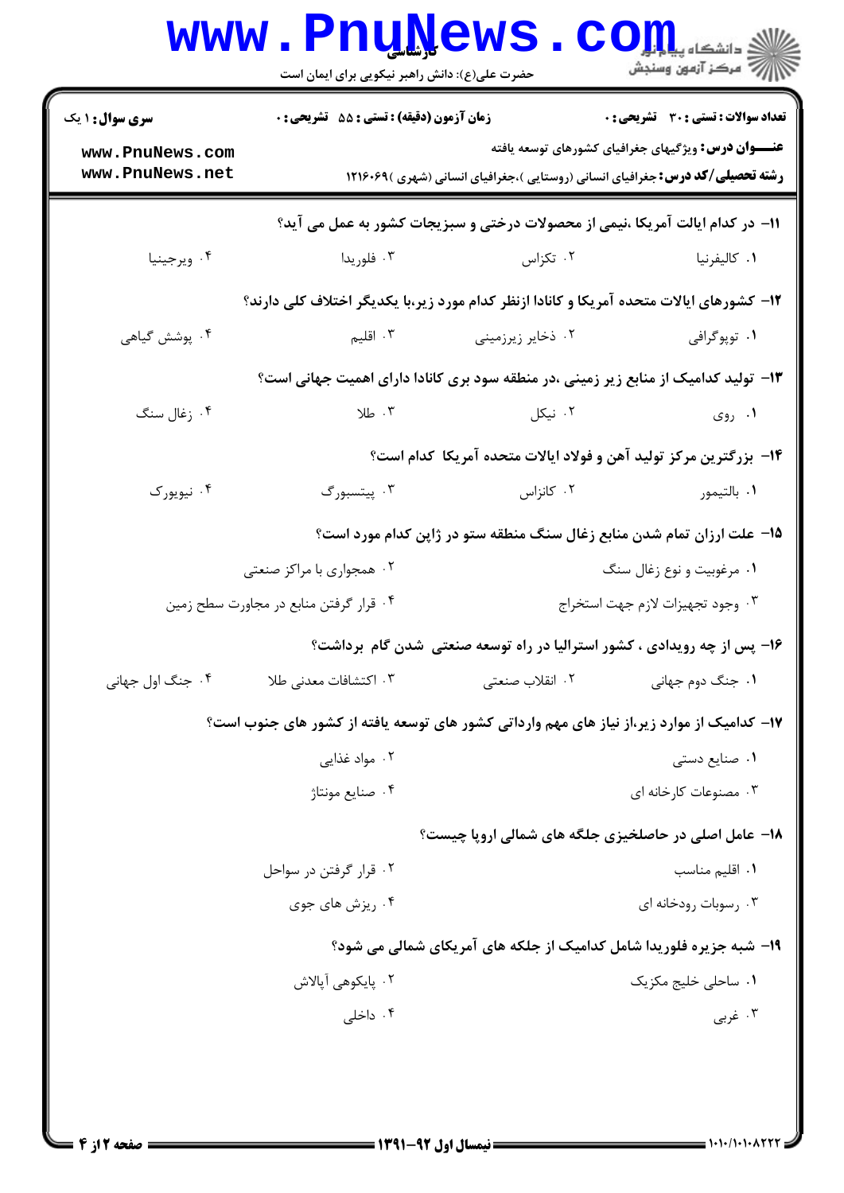**سری سوال:** ۱ یک | **زمان آزمون (دقیقه) : تستی :** ۵۵ **تشریحی :** ۰ | **تعداد سوالات : تستی :** ۳۰ **تشریحی :** ۰

**عنـــوان درس:** ویژگیهای جغرافیای کشورهای توسعه یافته

**رشته تحصیلی/کد درس:** جغرافیای انسانی (روستایی )،جغرافیای انسانی (شهری )۱۲۱۶۰۶۹

۱۱- در کدام ایالت آمریکا ،نیمی از محصولات درختی و سبزیجات کشور به عمل می آید؟

۱. کالیفرنیا ۲. تکزاس ۳. فلوریدا ۴. ویرجینیا

۱۲- کشورهای ایالات متحده آمریکا و کانادا ازنظر کدام مورد زیر،با یکدیگر اختلاف کلی دارند؟

۱. توپوگرافی ۲. ذخایر زیرزمینی ۳. اقلیم ۴. پوشش گیاهی

۱۳- تولید کدامیک از منابع زیر زمینی ،در منطقه سود بری کانادا دارای اهمیت جهانی است؟

۱. روی ۲. نیکل ۳. طلا ۴. زغال سنگ

۱۴- بزرگترین مرکز تولید آهن و فولاد ایالات متحده آمریکا کدام است؟

۱. بالتیمور ۲. کانزاس ۳. پیتسبورگ ۴. نیویورک

۱۵- علت ارزان تمام شدن منابع زغال سنگ منطقه ستو در ژاپن کدام مورد است؟

۱. مرغوبیت و نوع زغال سنگ
۲. همجواری با مراکز صنعتی
۳. وجود تجهیزات لازم جهت استخراج
۴. قرار گرفتن منابع در مجاورت سطح زمین

۱۶- پس از چه رویدادی ، کشور استرالیا در راه توسعه صنعتی شدن گام برداشت؟

۱. جنگ دوم جهانی ۲. انقلاب صنعتی ۳. اکتشافات معدنی طلا ۴. جنگ اول جهانی

۱۷- کدامیک از موارد زیر،از نیاز های مهم وارداتی کشور های توسعه یافته از کشور های جنوب است؟

۱. صنایع دستی
۲. مواد غذایی
۳. مصنوعات کارخانه ای
۴. صنایع مونتاژ

۱۸- عامل اصلی در حاصلخیزی جلگه های شمالی اروپا چیست؟

۱. اقلیم مناسب
۲. قرار گرفتن در سواحل
۳. رسوبات رودخانه ای
۴. ریزش های جوی

۱۹- شبه جزیره فلوریدا شامل کدامیک از جلکه های آمریکای شمالی می شود؟

۱. ساحلی خلیج مکزیک
۲. پایکوهی آپالاش
۳. غربی
۴. داخلی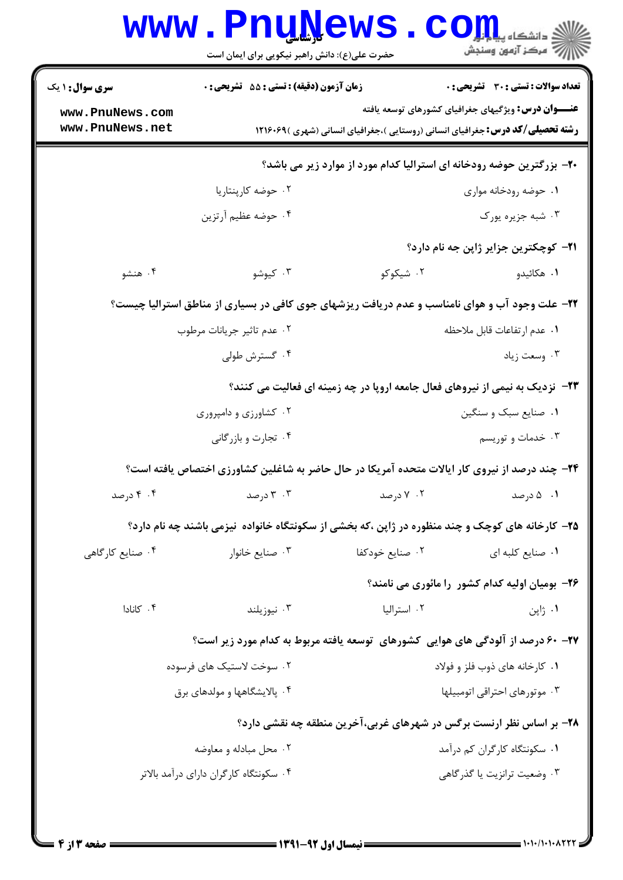**سری سوال:** ۱ یک | **زمان آزمون (دقیقه) : تستی :** ۵۵ **تشریحی :** ۰ | **تعداد سوالات : تستی :** ۳۰ **تشریحی :** ۰

**عنـــوان درس:** ویژگیهای جغرافیای کشورهای توسعه یافته

**رشته تحصیلی/کد درس:** جغرافیای انسانی (روستایی )،جغرافیای انسانی (شهری )۱۲۱۶۰۶۹

**۲۰- بزرگترین حوضه رودخانه ای استرالیا کدام مورد از موارد زیر می باشد؟**

۱. حوضه رودخانه موارى

۲. حوضه کارپنتاریا

۳. شبه جزیره یورک

۴. حوضه عظیم آرتزین

**۲۱- کوچکترین جزایر ژاپن جه نام دارد؟**

۱. هکائیدو

۲. شیکوکو

۳. کیوشو

۴. هنشو

**۲۲- علت وجود آب و هوای نامناسب و عدم دریافت ریزشهای جوی کافی در بسیاری از مناطق استرالیا چیست؟**

۱. عدم ارتفاعات قابل ملاحظه

۲. عدم تاثیر جریانات مرطوب

۳. وسعت زیاد

۴. گسترش طولی

**۲۳- نزدیک به نیمی از نیروهای فعال جامعه اروپا در چه زمینه ای فعالیت می کنند؟**

۱. صنایع سبک و سنگین

۲. کشاورزی و دامپروری

۳. خدمات و توریسم

۴. تجارت و بازرگانی

**۲۴- چند درصد از نیروی کار ایالات متحده آمریکا در حال حاضر به شاغلین کشاورزی اختصاص یافته است؟**

۱. ۵ درصد

۲. ۷ درصد

۳. ۳ درصد

۴. ۴ درصد

**۲۵- کارخانه های کوچک و چند منظوره در ژاپن ،که بخشی از سکونتگاه خانواده نیزمی باشند چه نام دارد؟**

۱. صنایع کلبه ای

۲. صنایع خودکفا

۳. صنایع خانوار

۴. صنایع کارگاهی

**۲۶- بومیان اولیه کدام کشور را مائوری می نامند؟**

۱. ژاپن

۲. استرالیا

۳. نیوزیلند

۴. کانادا

**۲۷- ۶۰ درصد از آلودگی های هوایی کشورهای توسعه یافته مربوط به کدام مورد زیر است؟**

۱. کارخانه های ذوب فلز و فولاد

۲. سوخت لاستیک های فرسوده

۳. موتورهای احتراقی اتومبیلها

۴. پالایشگاهها و مولدهای برق

**۲۸- بر اساس نظر ارنست برگس در شهرهای غربی،آخرین منطقه چه نقشی دارد؟**

۱. سکونتگاه کارگران کم درآمد

۲. محل مبادله و معاوضه

۳. وضعیت ترانزیت یا گذرگاهی

۴. سکونتگاه کارگران دارای درآمد بالاتر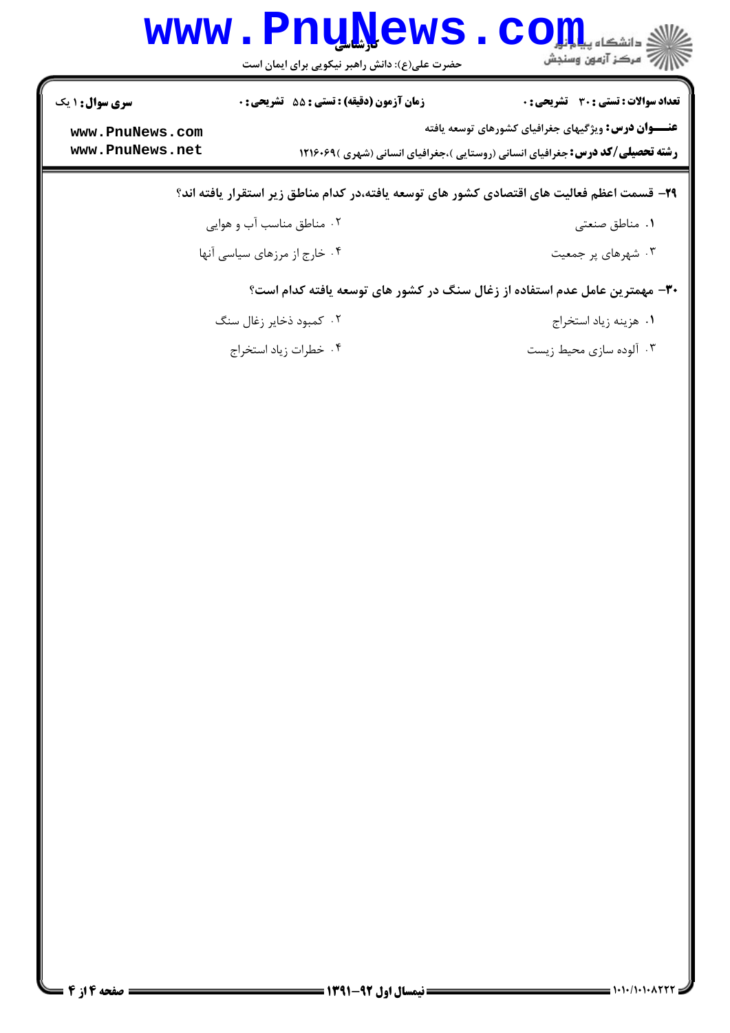۲۹- قسمت اعظم فعالیت های اقتصادی کشور های توسعه یافته،در کدام مناطق زیر استقرار یافته اند؟

۱. مناطق صنعتی

۲. مناطق مناسب آب و هوایی

۳. شهرهای پر جمعیت

۴. خارج از مرزهای سیاسی آنها

۳۰- مهمترین عامل عدم استفاده از زغال سنگ در کشور های توسعه یافته کدام است؟

۱. هزینه زیاد استخراج

۲. کمبود ذخایر زغال سنگ

۳. آلوده سازی محیط زیست

۴. خطرات زیاد استخراج